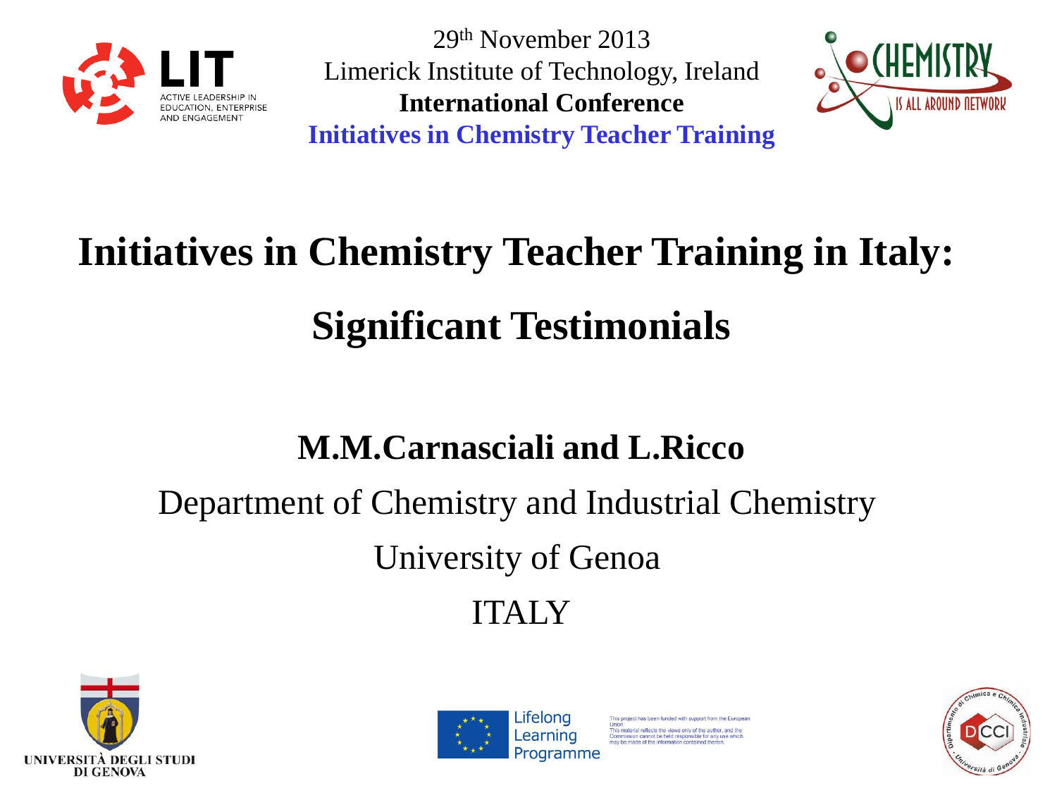29th November 2013

Limerick Institute of Technology, Ireland

**International Conference**

**Initiatives in Chemistry Teacher Training**

# Initiatives in Chemistry Teacher Training in Italy: Significant Testimonials

**M.M.Carnasciali and L.Ricco**

Department of Chemistry and Industrial Chemistry

University of Genoa

ITALY

This project has been funded with support from the European Union. This material reflects the views only of the author, and the Commission cannot be held responsible for any use which may be made of the information contained therein.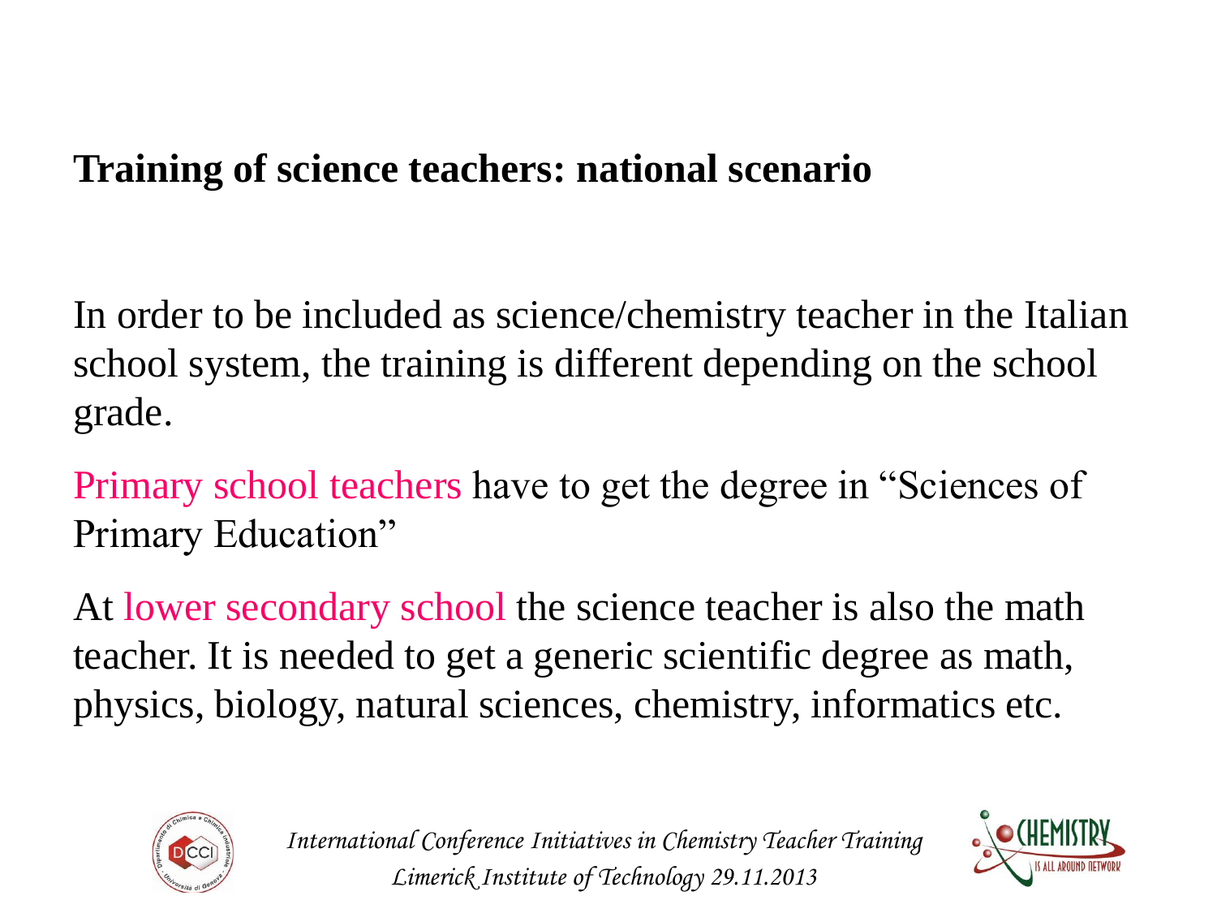## Training of science teachers: national scenario

In order to be included as science/chemistry teacher in the Italian school system, the training is different depending on the school grade.

Primary school teachers have to get the degree in "Sciences of Primary Education"

At lower secondary school the science teacher is also the math teacher. It is needed to get a generic scientific degree as math, physics, biology, natural sciences, chemistry, informatics etc.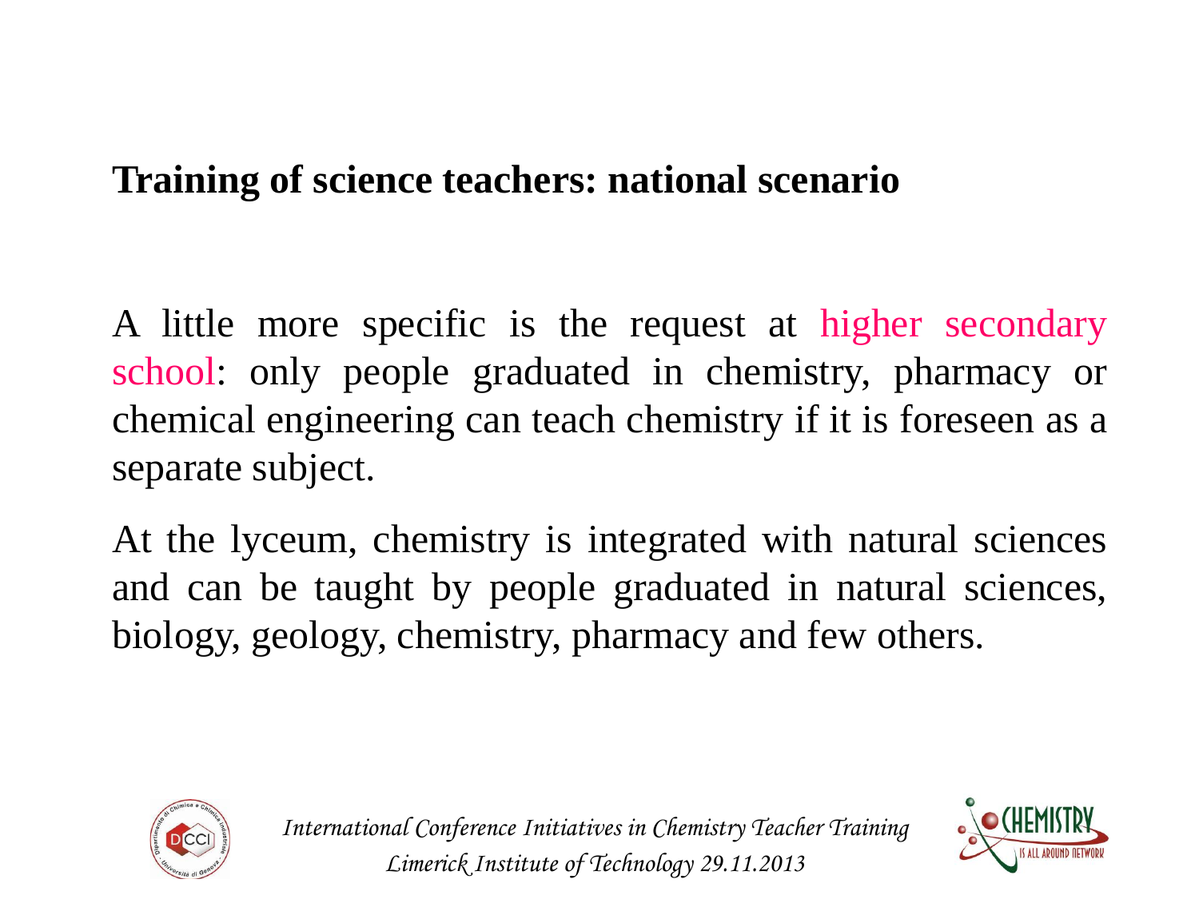## Training of science teachers: national scenario

A little more specific is the request at higher secondary school: only people graduated in chemistry, pharmacy or chemical engineering can teach chemistry if it is foreseen as a separate subject.

At the lyceum, chemistry is integrated with natural sciences and can be taught by people graduated in natural sciences, biology, geology, chemistry, pharmacy and few others.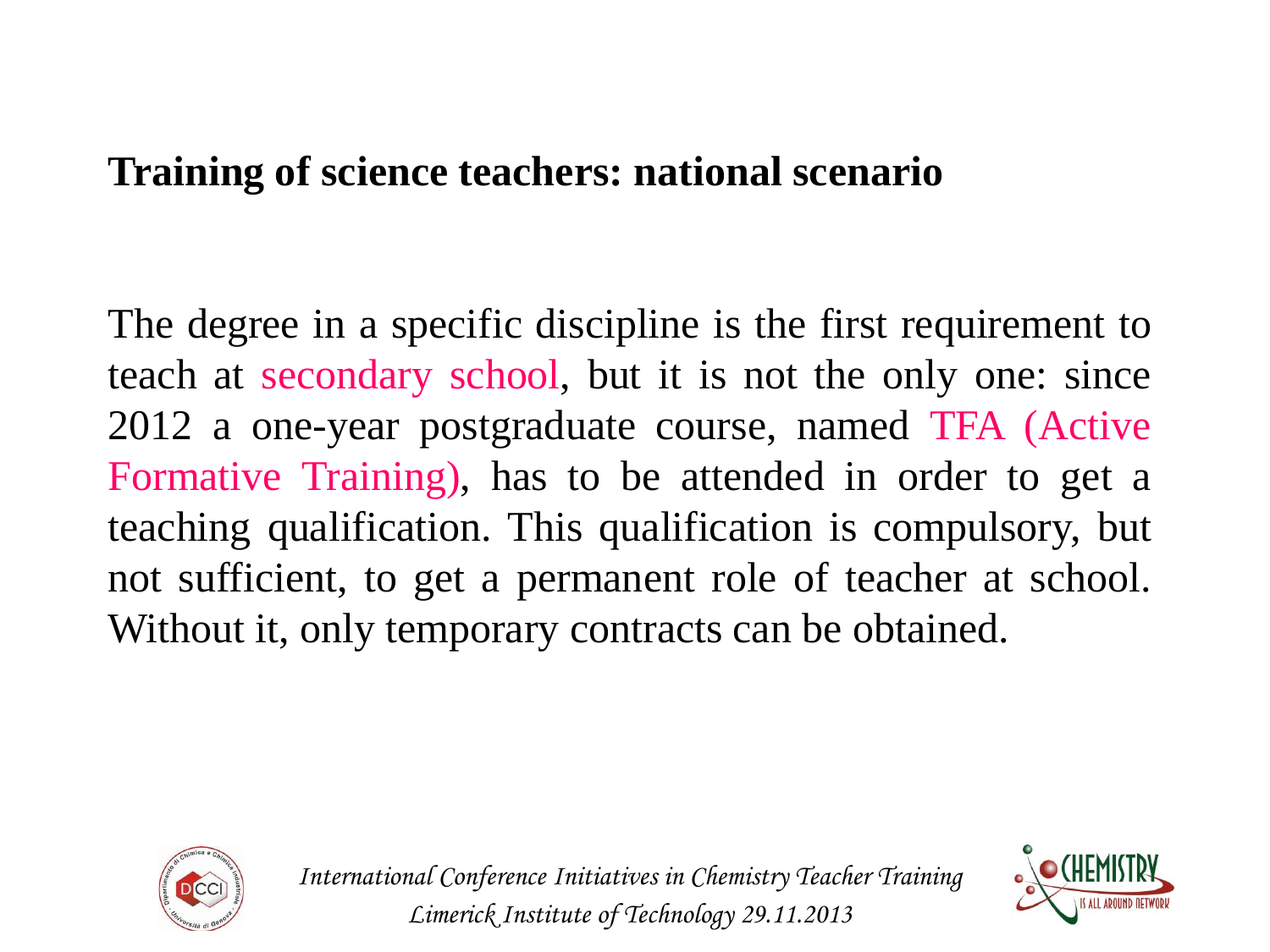## Training of science teachers: national scenario

The degree in a specific discipline is the first requirement to teach at secondary school, but it is not the only one: since 2012 a one-year postgraduate course, named TFA (Active Formative Training), has to be attended in order to get a teaching qualification. This qualification is compulsory, but not sufficient, to get a permanent role of teacher at school. Without it, only temporary contracts can be obtained.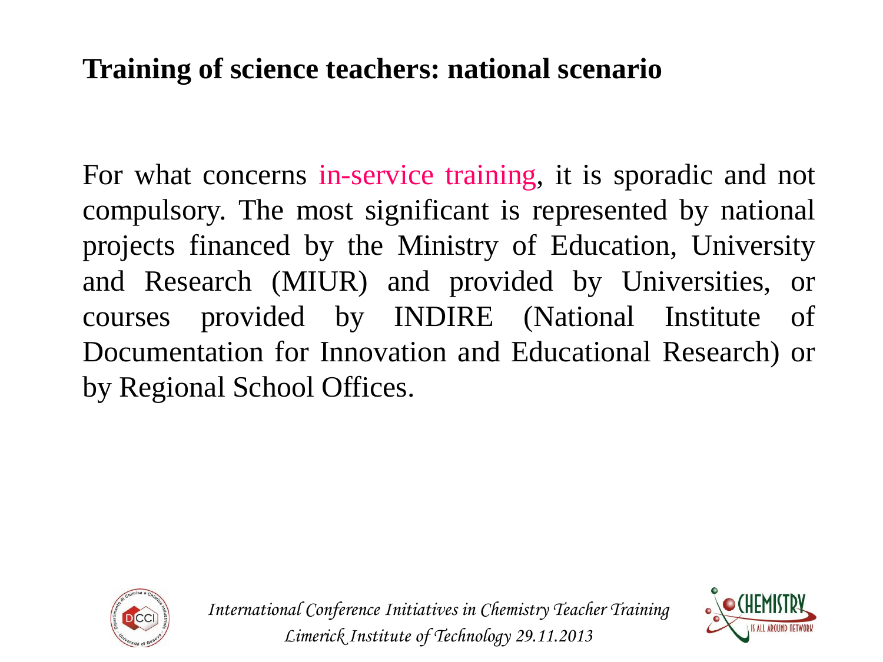## Training of science teachers: national scenario

For what concerns in-service training, it is sporadic and not compulsory. The most significant is represented by national projects financed by the Ministry of Education, University and Research (MIUR) and provided by Universities, or courses provided by INDIRE (National Institute of Documentation for Innovation and Educational Research) or by Regional School Offices.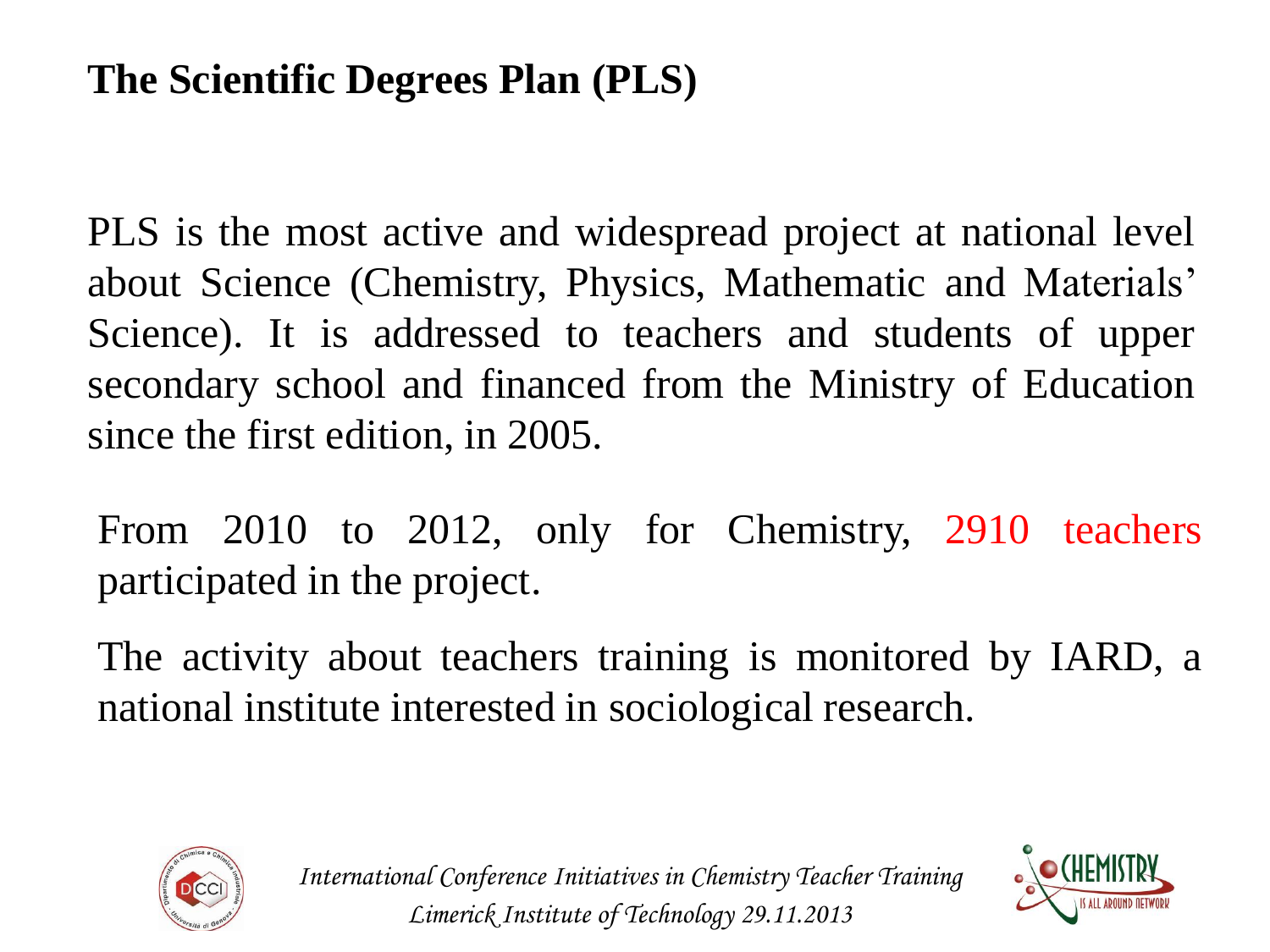## The Scientific Degrees Plan (PLS)

PLS is the most active and widespread project at national level about Science (Chemistry, Physics, Mathematic and Materials' Science). It is addressed to teachers and students of upper secondary school and financed from the Ministry of Education since the first edition, in 2005.

From 2010 to 2012, only for Chemistry, 2910 teachers participated in the project.

The activity about teachers training is monitored by IARD, a national institute interested in sociological research.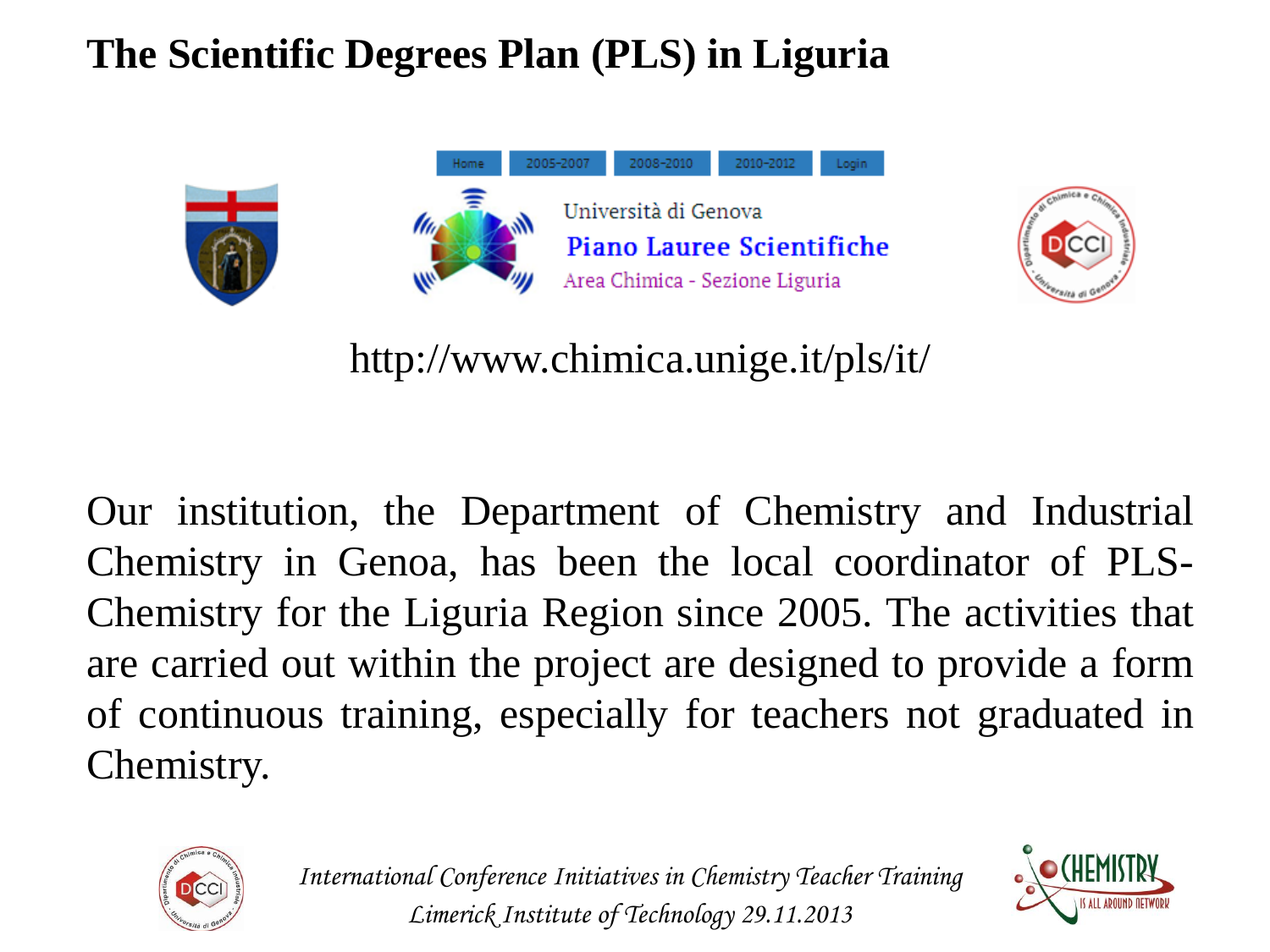# The Scientific Degrees Plan (PLS) in Liguria

Home | 2005-2007 | 2008-2010 | 2010-2012 | Login

Università di Genova
Piano Lauree Scientifiche
Area Chimica - Sezione Liguria

http://www.chimica.unige.it/pls/it/

Our institution, the Department of Chemistry and Industrial Chemistry in Genoa, has been the local coordinator of PLS-Chemistry for the Liguria Region since 2005. The activities that are carried out within the project are designed to provide a form of continuous training, especially for teachers not graduated in Chemistry.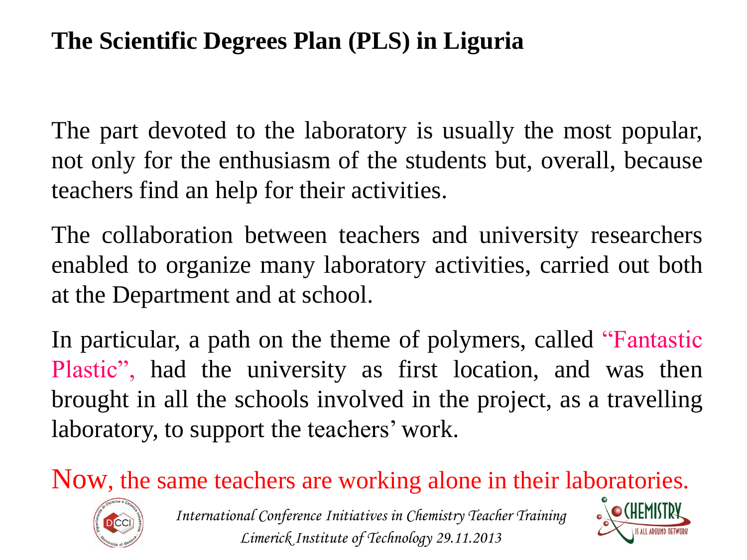# The Scientific Degrees Plan (PLS) in Liguria

The part devoted to the laboratory is usually the most popular, not only for the enthusiasm of the students but, overall, because teachers find an help for their activities.

The collaboration between teachers and university researchers enabled to organize many laboratory activities, carried out both at the Department and at school.

In particular, a path on the theme of polymers, called "Fantastic Plastic", had the university as first location, and was then brought in all the schools involved in the project, as a travelling laboratory, to support the teachers' work.

Now, the same teachers are working alone in their laboratories.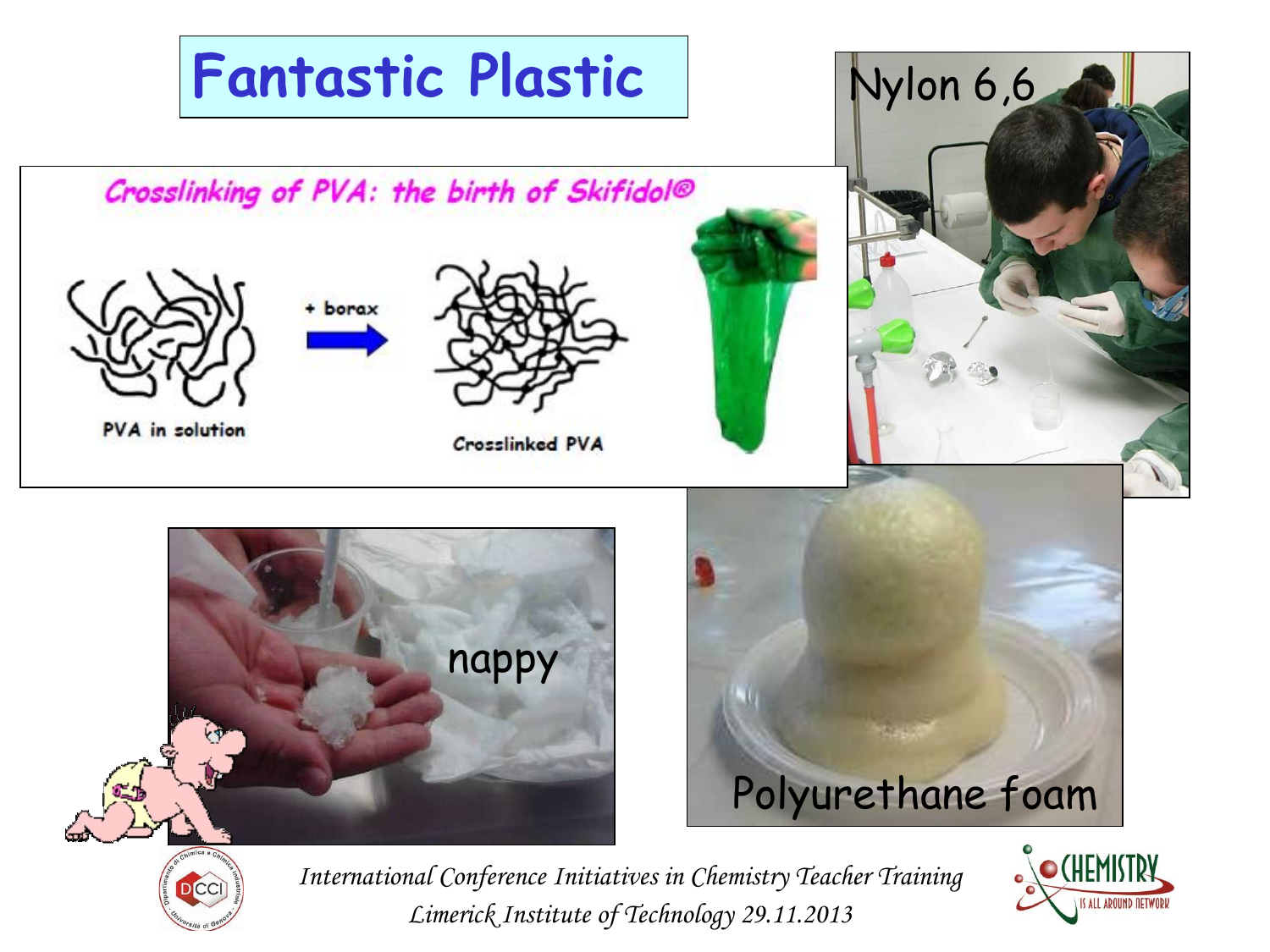# Fantastic Plastic

*Crosslinking of PVA: the birth of Skifidol®*

PVA in solution

+ borax

Crosslinked PVA

Nylon 6,6

nappy

Polyurethane foam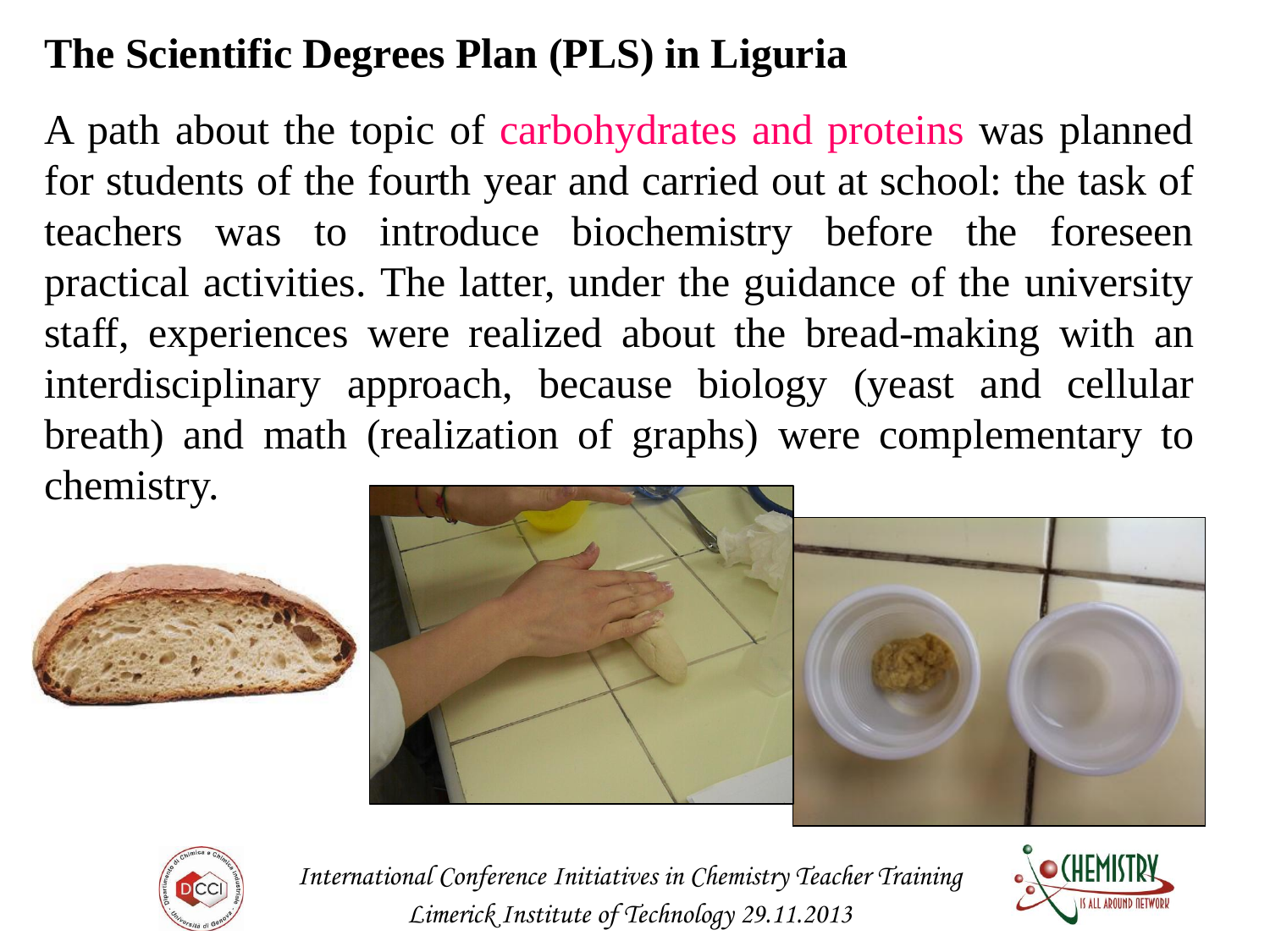## The Scientific Degrees Plan (PLS) in Liguria

A path about the topic of carbohydrates and proteins was planned for students of the fourth year and carried out at school: the task of teachers was to introduce biochemistry before the foreseen practical activities. The latter, under the guidance of the university staff, experiences were realized about the bread-making with an interdisciplinary approach, because biology (yeast and cellular breath) and math (realization of graphs) were complementary to chemistry.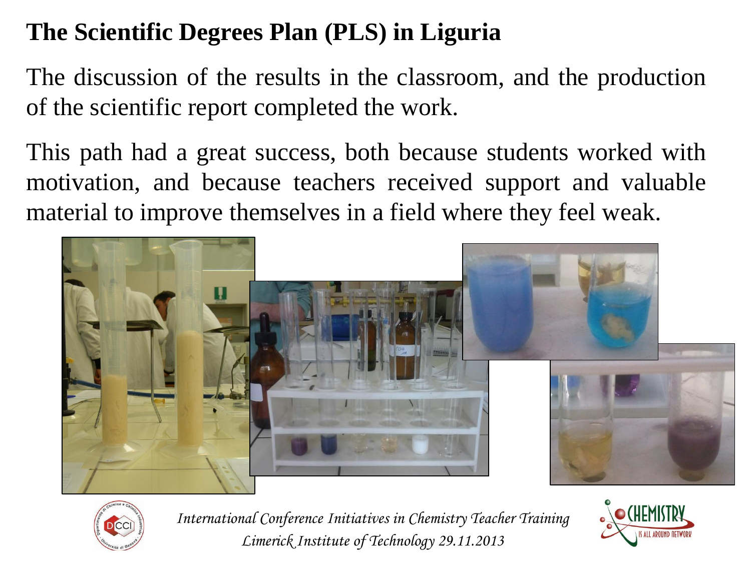# The Scientific Degrees Plan (PLS) in Liguria

The discussion of the results in the classroom, and the production of the scientific report completed the work.

This path had a great success, both because students worked with motivation, and because teachers received support and valuable material to improve themselves in a field where they feel weak.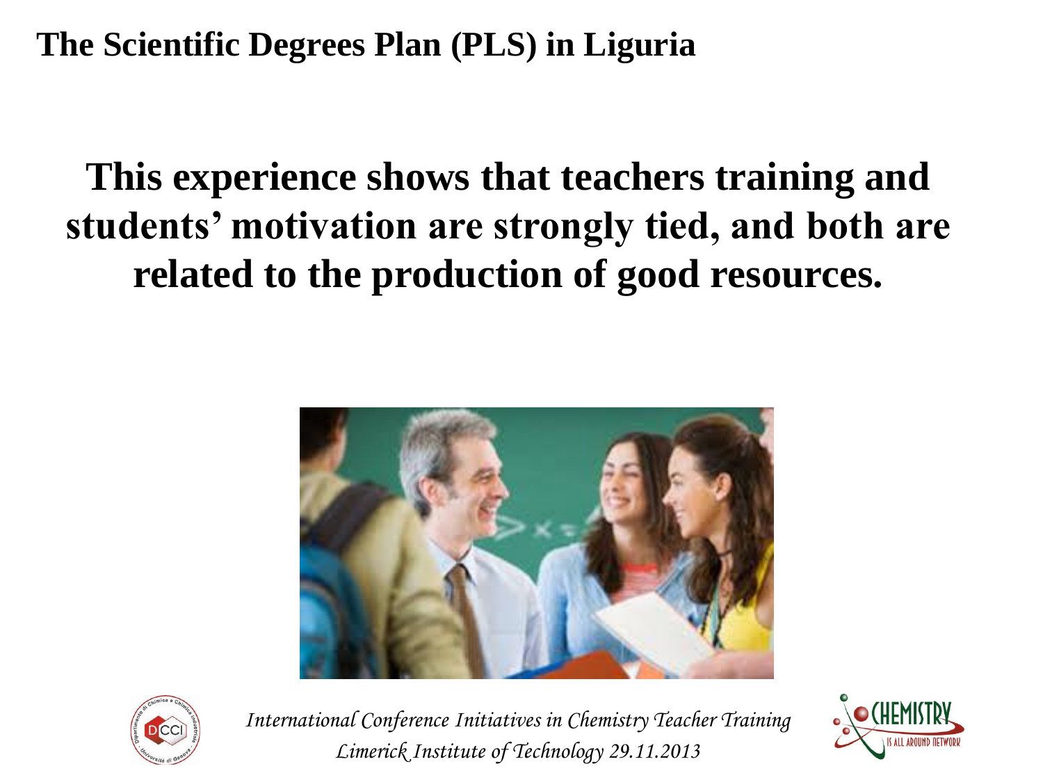# The Scientific Degrees Plan (PLS) in Liguria

**This experience shows that teachers training and students' motivation are strongly tied, and both are related to the production of good resources.**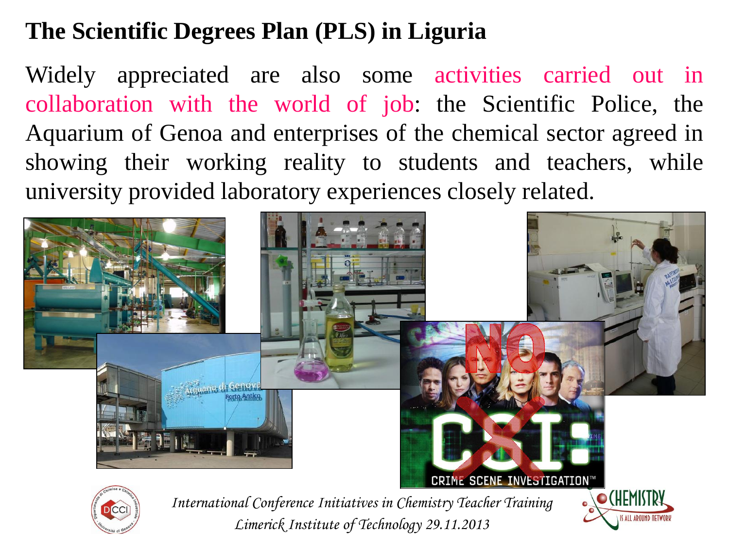# The Scientific Degrees Plan (PLS) in Liguria

Widely appreciated are also some activities carried out in collaboration with the world of job: the Scientific Police, the Aquarium of Genoa and enterprises of the chemical sector agreed in showing their working reality to students and teachers, while university provided laboratory experiences closely related.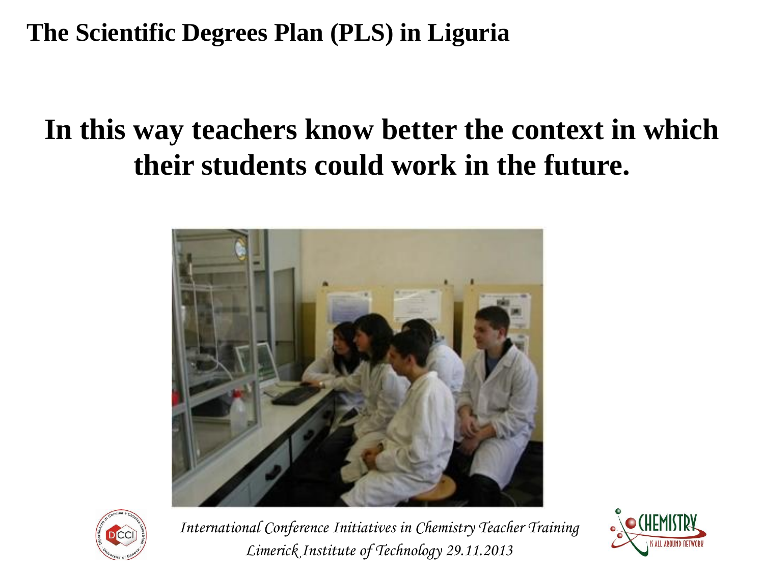# The Scientific Degrees Plan (PLS) in Liguria

**In this way teachers know better the context in which their students could work in the future.**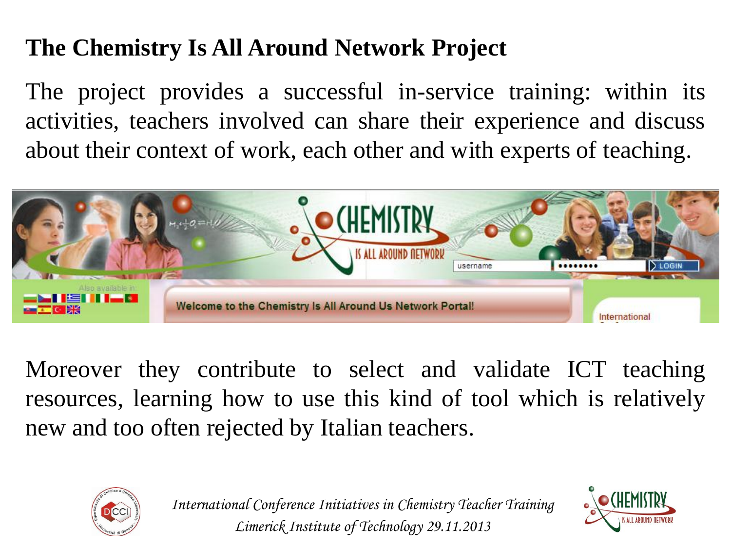# The Chemistry Is All Around Network Project

The project provides a successful in-service training: within its activities, teachers involved can share their experience and discuss about their context of work, each other and with experts of teaching.

Moreover they contribute to select and validate ICT teaching resources, learning how to use this kind of tool which is relatively new and too often rejected by Italian teachers.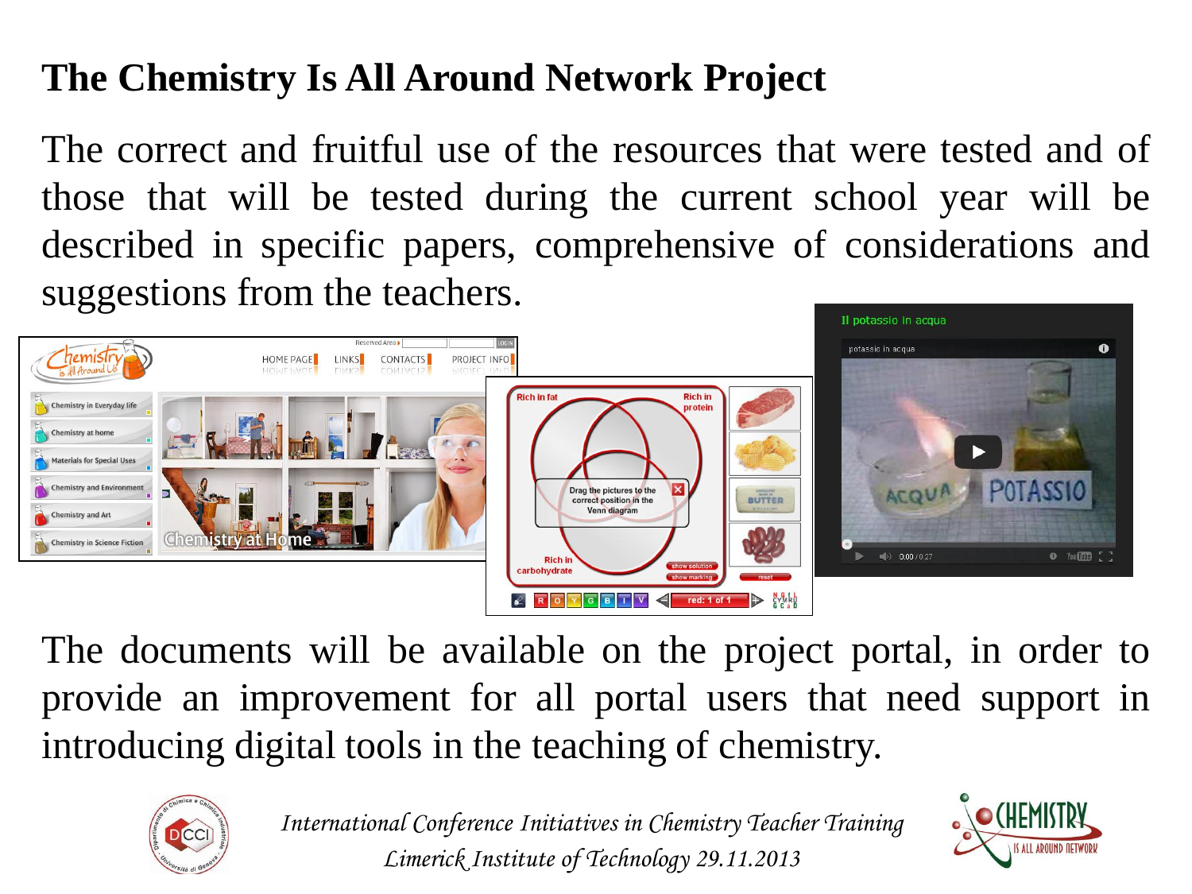## The Chemistry Is All Around Network Project

The correct and fruitful use of the resources that were tested and of those that will be tested during the current school year will be described in specific papers, comprehensive of considerations and suggestions from the teachers.

The documents will be available on the project portal, in order to provide an improvement for all portal users that need support in introducing digital tools in the teaching of chemistry.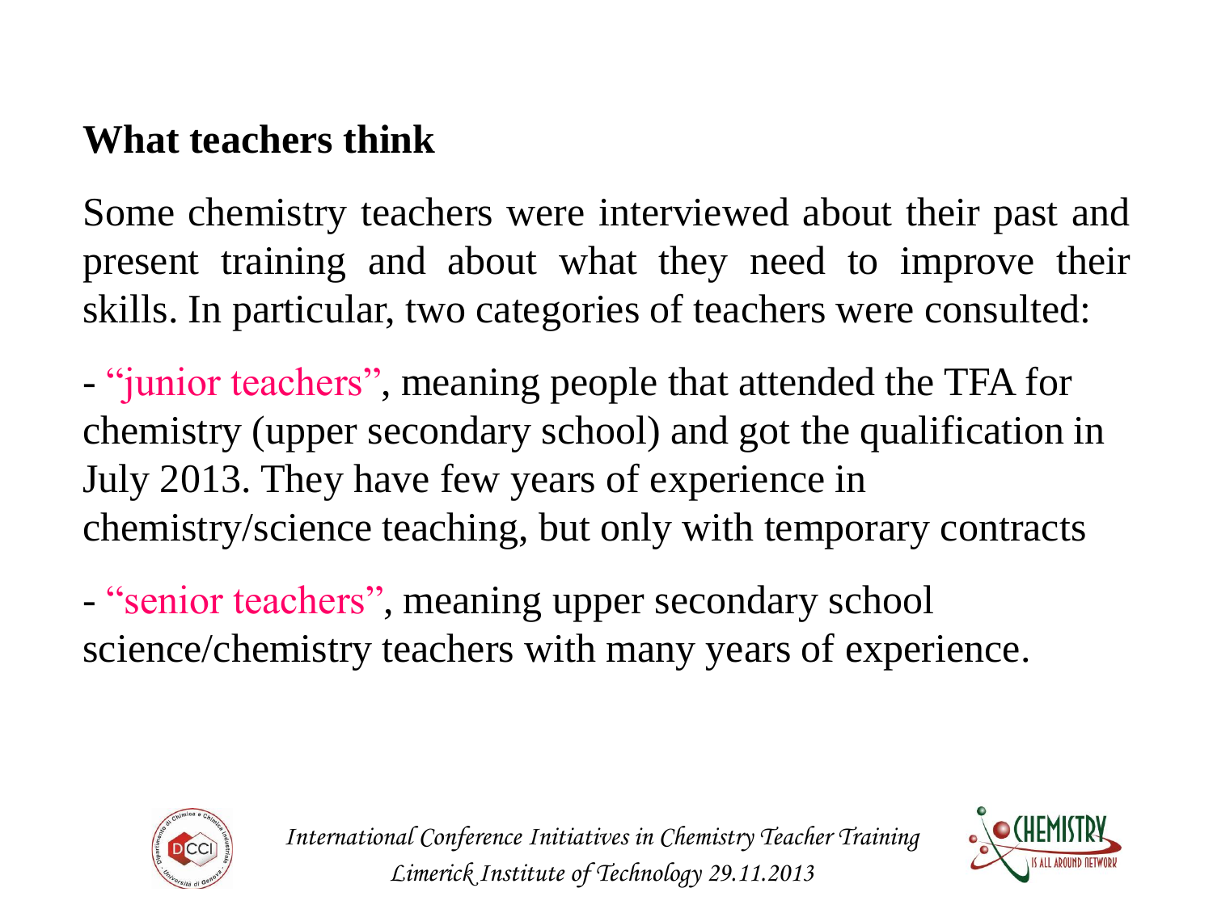## What teachers think

Some chemistry teachers were interviewed about their past and present training and about what they need to improve their skills. In particular, two categories of teachers were consulted:

- "junior teachers", meaning people that attended the TFA for chemistry (upper secondary school) and got the qualification in July 2013. They have few years of experience in chemistry/science teaching, but only with temporary contracts

- "senior teachers", meaning upper secondary school science/chemistry teachers with many years of experience.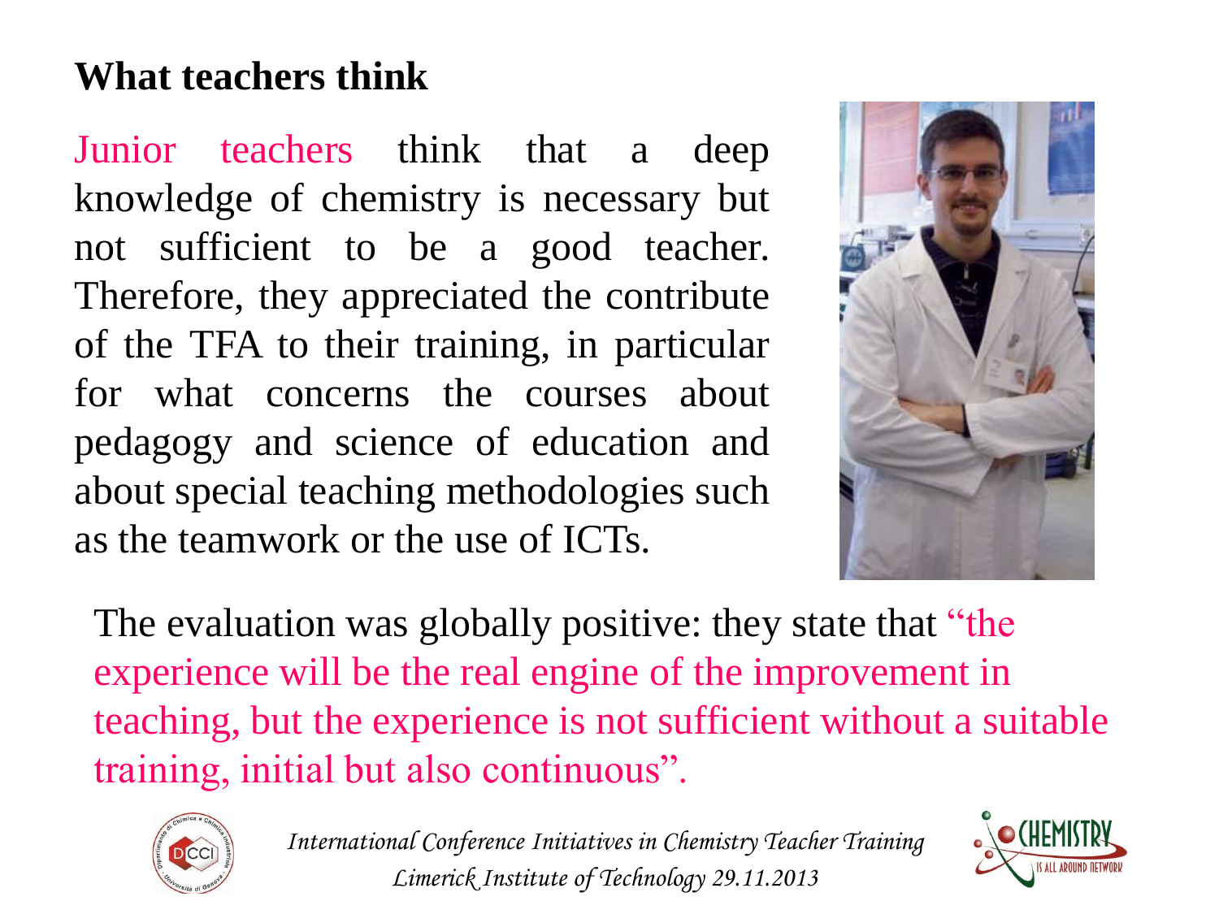## What teachers think

Junior teachers think that a deep knowledge of chemistry is necessary but not sufficient to be a good teacher. Therefore, they appreciated the contribute of the TFA to their training, in particular for what concerns the courses about pedagogy and science of education and about special teaching methodologies such as the teamwork or the use of ICTs.

The evaluation was globally positive: they state that "the experience will be the real engine of the improvement in teaching, but the experience is not sufficient without a suitable training, initial but also continuous".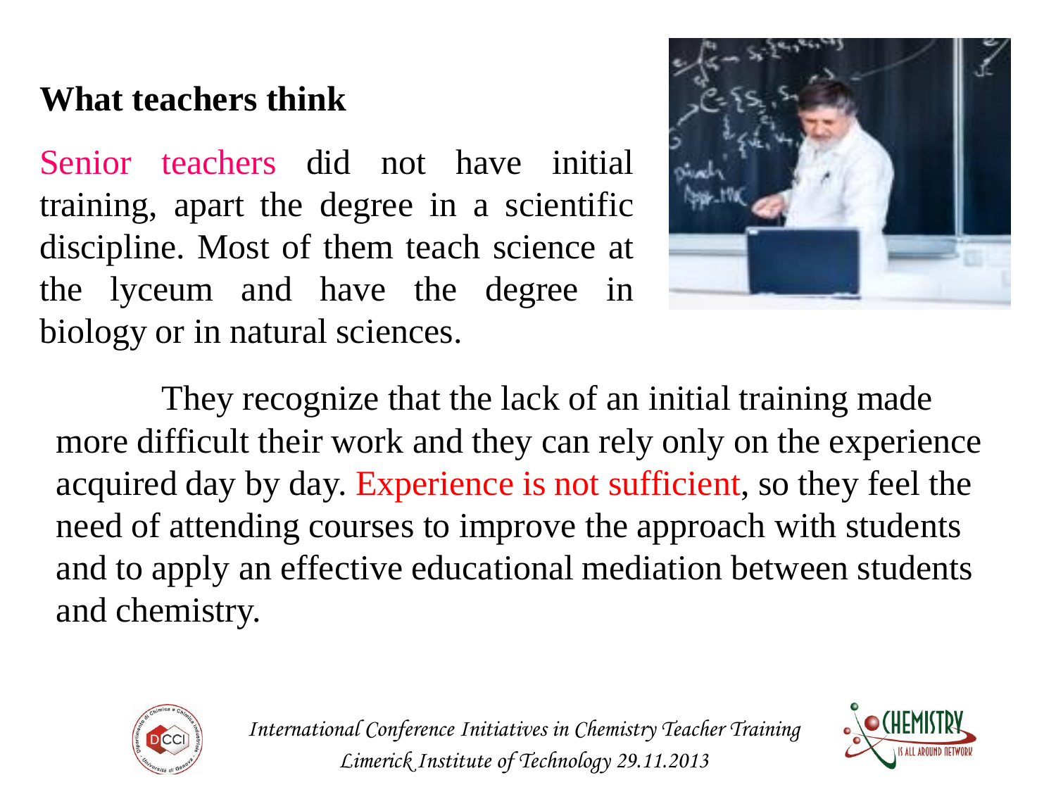## What teachers think

Senior teachers did not have initial training, apart the degree in a scientific discipline. Most of them teach science at the lyceum and have the degree in biology or in natural sciences.

They recognize that the lack of an initial training made more difficult their work and they can rely only on the experience acquired day by day. Experience is not sufficient, so they feel the need of attending courses to improve the approach with students and to apply an effective educational mediation between students and chemistry.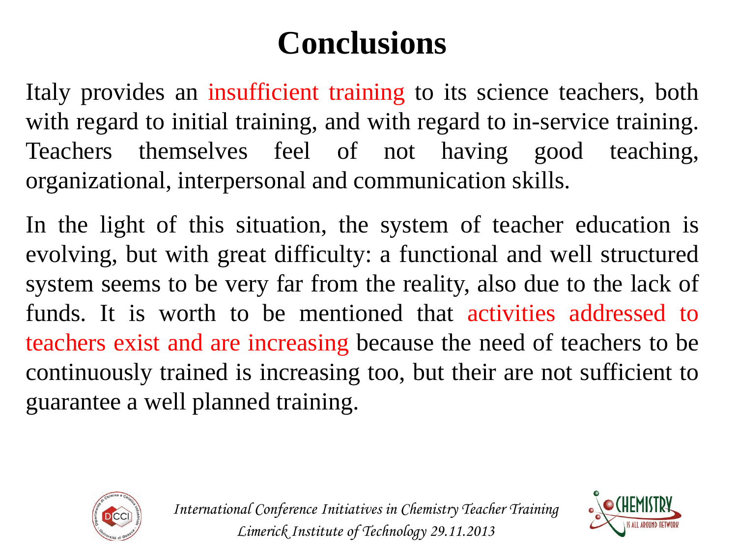# Conclusions

Italy provides an insufficient training to its science teachers, both with regard to initial training, and with regard to in-service training. Teachers themselves feel of not having good teaching, organizational, interpersonal and communication skills.

In the light of this situation, the system of teacher education is evolving, but with great difficulty: a functional and well structured system seems to be very far from the reality, also due to the lack of funds. It is worth to be mentioned that activities addressed to teachers exist and are increasing because the need of teachers to be continuously trained is increasing too, but their are not sufficient to guarantee a well planned training.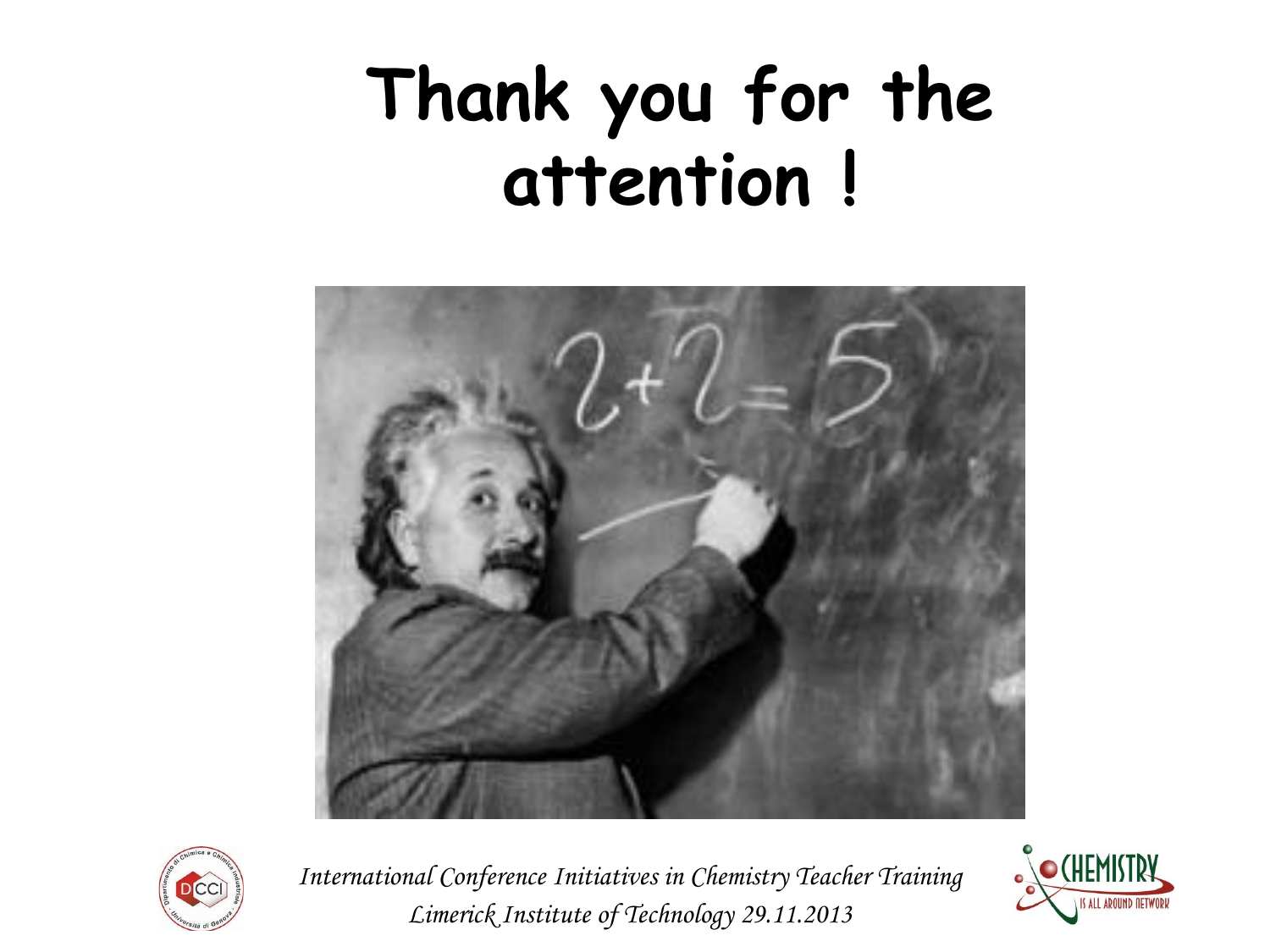# Thank you for the attention !

*International Conference Initiatives in Chemistry Teacher Training*
*Limerick Institute of Technology 29.11.2013*